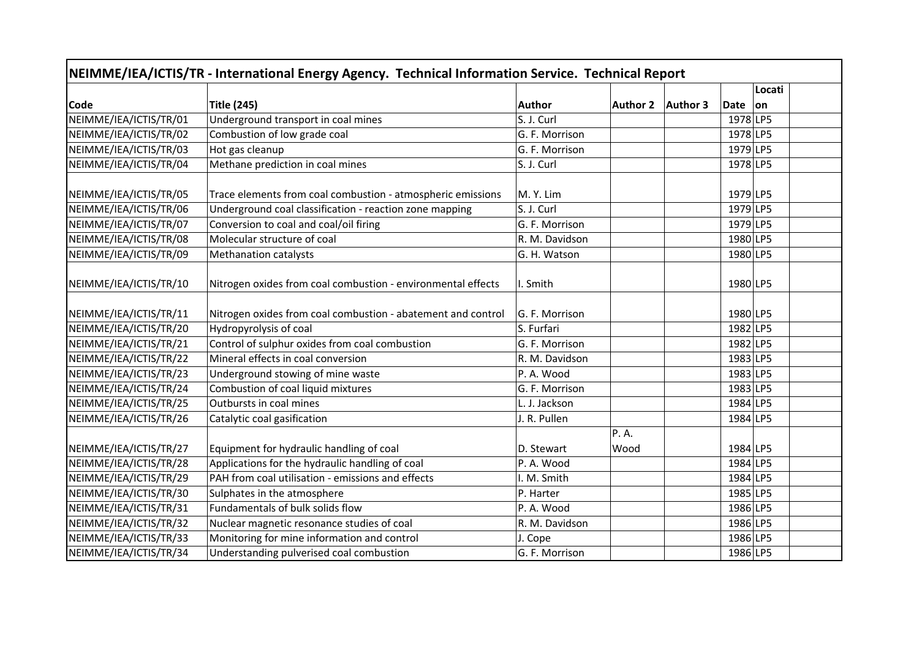## NEIMME/IEA/ICTIS/TR - International Energy Agency. Technical Information Service. Technical Report

| Code | Title (245) | Author | Author 2 | Author 3 | Date | Location | |
|---|---|---|---|---|---|---|---|
| NEIMME/IEA/ICTIS/TR/01 | Underground transport in coal mines | S. J. Curl | | | 1978 | LP5 | |
| NEIMME/IEA/ICTIS/TR/02 | Combustion of low grade coal | G. F. Morrison | | | 1978 | LP5 | |
| NEIMME/IEA/ICTIS/TR/03 | Hot gas cleanup | G. F. Morrison | | | 1979 | LP5 | |
| NEIMME/IEA/ICTIS/TR/04 | Methane prediction in coal mines | S. J. Curl | | | 1978 | LP5 | |
| NEIMME/IEA/ICTIS/TR/05 | Trace elements from coal combustion - atmospheric emissions | M. Y. Lim | | | 1979 | LP5 | |
| NEIMME/IEA/ICTIS/TR/06 | Underground coal classification - reaction zone mapping | S. J. Curl | | | 1979 | LP5 | |
| NEIMME/IEA/ICTIS/TR/07 | Conversion to coal and coal/oil firing | G. F. Morrison | | | 1979 | LP5 | |
| NEIMME/IEA/ICTIS/TR/08 | Molecular structure of coal | R. M. Davidson | | | 1980 | LP5 | |
| NEIMME/IEA/ICTIS/TR/09 | Methanation catalysts | G. H. Watson | | | 1980 | LP5 | |
| NEIMME/IEA/ICTIS/TR/10 | Nitrogen oxides from coal combustion - environmental effects | I. Smith | | | 1980 | LP5 | |
| NEIMME/IEA/ICTIS/TR/11 | Nitrogen oxides from coal combustion - abatement and control | G. F. Morrison | | | 1980 | LP5 | |
| NEIMME/IEA/ICTIS/TR/20 | Hydropyrolysis of coal | S. Furfari | | | 1982 | LP5 | |
| NEIMME/IEA/ICTIS/TR/21 | Control of sulphur oxides from coal combustion | G. F. Morrison | | | 1982 | LP5 | |
| NEIMME/IEA/ICTIS/TR/22 | Mineral effects in coal conversion | R. M. Davidson | | | 1983 | LP5 | |
| NEIMME/IEA/ICTIS/TR/23 | Underground stowing of mine waste | P. A. Wood | | | 1983 | LP5 | |
| NEIMME/IEA/ICTIS/TR/24 | Combustion of coal liquid mixtures | G. F. Morrison | | | 1983 | LP5 | |
| NEIMME/IEA/ICTIS/TR/25 | Outbursts in coal mines | L. J. Jackson | | | 1984 | LP5 | |
| NEIMME/IEA/ICTIS/TR/26 | Catalytic coal gasification | J. R. Pullen | | | 1984 | LP5 | |
| NEIMME/IEA/ICTIS/TR/27 | Equipment for hydraulic handling of coal | D. Stewart | P. A. Wood | | 1984 | LP5 | |
| NEIMME/IEA/ICTIS/TR/28 | Applications for the hydraulic handling of coal | P. A. Wood | | | 1984 | LP5 | |
| NEIMME/IEA/ICTIS/TR/29 | PAH from coal utilisation - emissions and effects | I. M. Smith | | | 1984 | LP5 | |
| NEIMME/IEA/ICTIS/TR/30 | Sulphates in the atmosphere | P. Harter | | | 1985 | LP5 | |
| NEIMME/IEA/ICTIS/TR/31 | Fundamentals of bulk solids flow | P. A. Wood | | | 1986 | LP5 | |
| NEIMME/IEA/ICTIS/TR/32 | Nuclear magnetic resonance studies of coal | R. M. Davidson | | | 1986 | LP5 | |
| NEIMME/IEA/ICTIS/TR/33 | Monitoring for mine information and control | J. Cope | | | 1986 | LP5 | |
| NEIMME/IEA/ICTIS/TR/34 | Understanding pulverised coal combustion | G. F. Morrison | | | 1986 | LP5 | |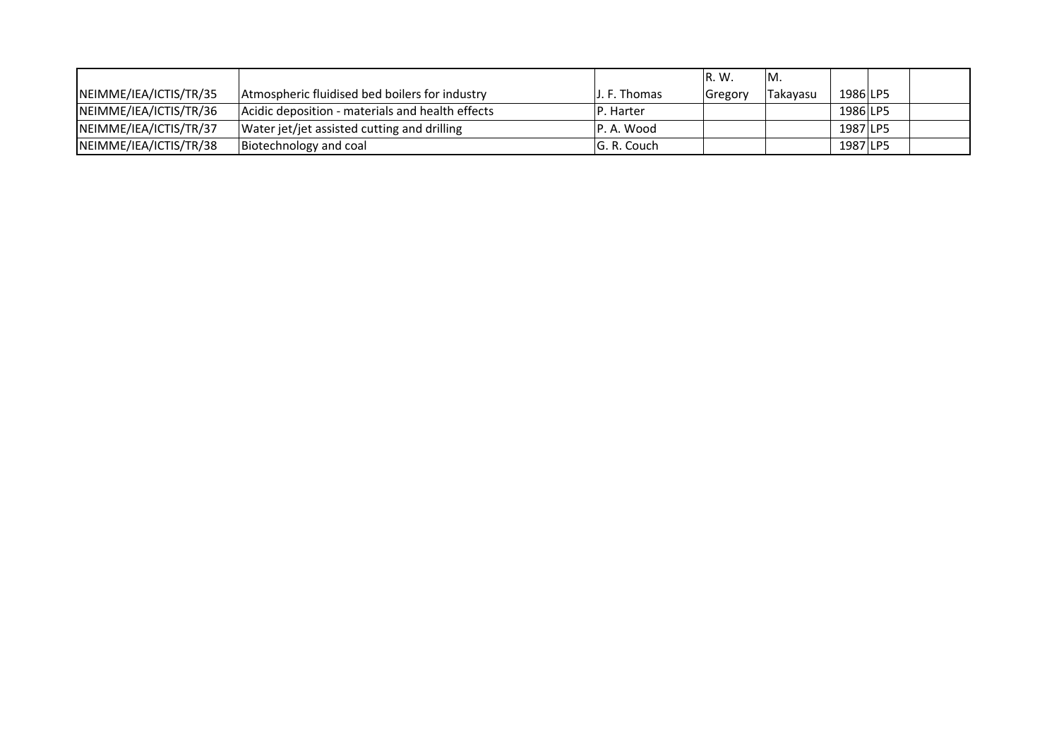| | | | | | | | |
|---|---|---|---|---|---|---|---|
| NEIMME/IEA/ICTIS/TR/35 | Atmospheric fluidised bed boilers for industry | J. F. Thomas | R. W. Gregory | M. Takayasu | 1986 | LP5 | |
| NEIMME/IEA/ICTIS/TR/36 | Acidic deposition - materials and health effects | P. Harter | | | 1986 | LP5 | |
| NEIMME/IEA/ICTIS/TR/37 | Water jet/jet assisted cutting and drilling | P. A. Wood | | | 1987 | LP5 | |
| NEIMME/IEA/ICTIS/TR/38 | Biotechnology and coal | G. R. Couch | | | 1987 | LP5 | |